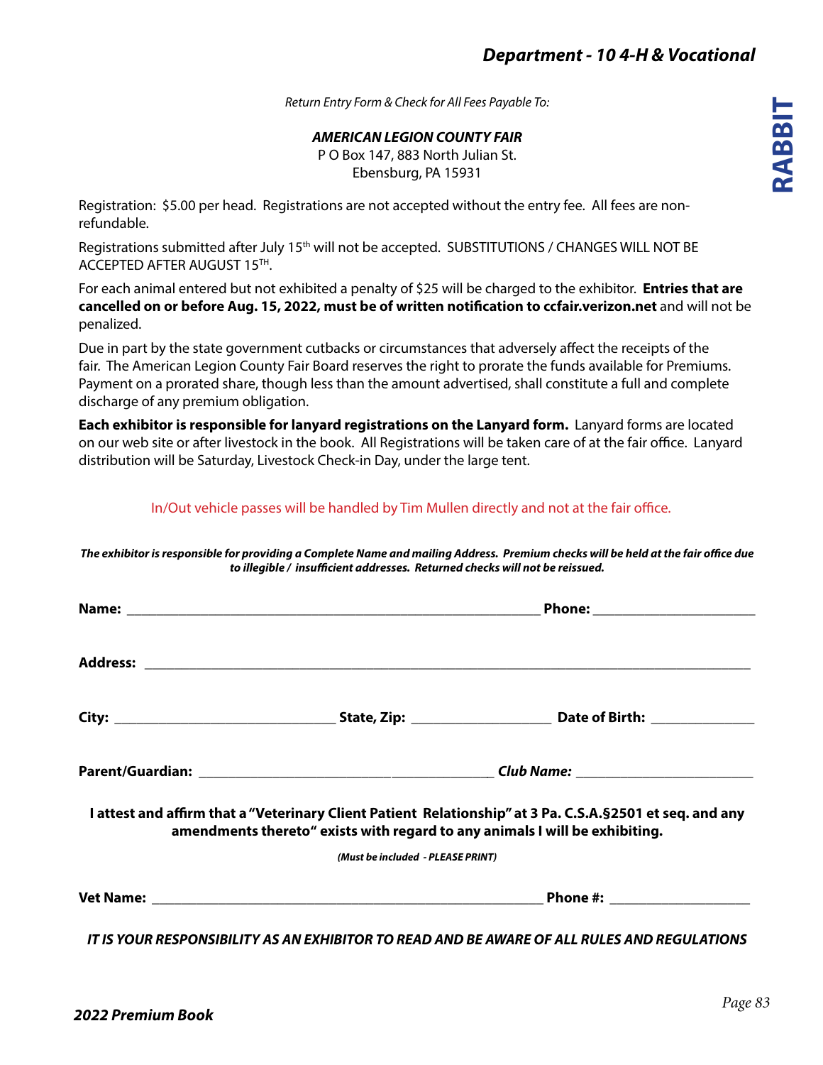# Department - 10 4-H & Vocational

# RABBIT

*Return Entry Form & Check for All Fees Payable To:*

***AMERICAN LEGION COUNTY FAIR***
P O Box 147, 883 North Julian St.
Ebensburg, PA 15931

Registration: $5.00 per head. Registrations are not accepted without the entry fee. All fees are non-refundable.

Registrations submitted after July 15th will not be accepted. SUBSTITUTIONS / CHANGES WILL NOT BE ACCEPTED AFTER AUGUST 15TH.

For each animal entered but not exhibited a penalty of $25 will be charged to the exhibitor. **Entries that are cancelled on or before Aug. 15, 2022, must be of written notification to ccfair.verizon.net** and will not be penalized.

Due in part by the state government cutbacks or circumstances that adversely affect the receipts of the fair. The American Legion County Fair Board reserves the right to prorate the funds available for Premiums. Payment on a prorated share, though less than the amount advertised, shall constitute a full and complete discharge of any premium obligation.

**Each exhibitor is responsible for lanyard registrations on the Lanyard form.** Lanyard forms are located on our web site or after livestock in the book. All Registrations will be taken care of at the fair office. Lanyard distribution will be Saturday, Livestock Check-in Day, under the large tent.

In/Out vehicle passes will be handled by Tim Mullen directly and not at the fair office.

***The exhibitor is responsible for providing a Complete Name and mailing Address. Premium checks will be held at the fair office due to illegible / insufficient addresses. Returned checks will not be reissued.***

**Name:** ______________________________ **Phone:** ______________

**Address:** ______________________________________________

**City:** ________________ **State, Zip:** ____________ **Date of Birth:** __________

**Parent/Guardian:** ______________________ ***Club Name:*** ______________

**I attest and affirm that a "Veterinary Client Patient Relationship" at 3 Pa. C.S.A.§2501 et seq. and any amendments thereto" exists with regard to any animals I will be exhibiting.**

***(Must be included - PLEASE PRINT)***

**Vet Name:** ______________________________ **Phone #:** ____________

***IT IS YOUR RESPONSIBILITY AS AN EXHIBITOR TO READ AND BE AWARE OF ALL RULES AND REGULATIONS***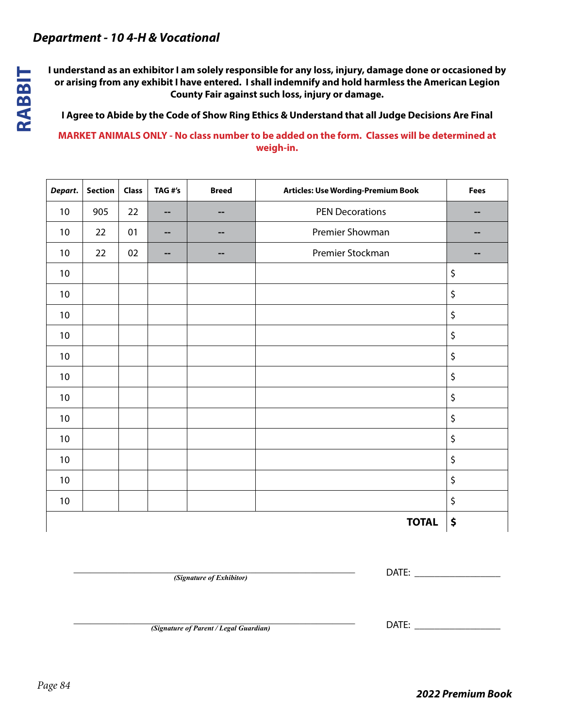## Department - 10 4-H & Vocational

**RABBIT**

**I understand as an exhibitor I am solely responsible for any loss, injury, damage done or occasioned by or arising from any exhibit I have entered. I shall indemnify and hold harmless the American Legion County Fair against such loss, injury or damage.**

**I Agree to Abide by the Code of Show Ring Ethics & Understand that all Judge Decisions Are Final**

**MARKET ANIMALS ONLY - No class number to be added on the form. Classes will be determined at weigh-in.**

| *Depart.* | Section | Class | TAG #'s | Breed | Articles: Use Wording-Premium Book | Fees |
|---|---|---|---|---|---|---|
| 10 | 905 | 22 | -- | -- | PEN Decorations | -- |
| 10 | 22 | 01 | -- | -- | Premier Showman | -- |
| 10 | 22 | 02 | -- | -- | Premier Stockman | -- |
| 10 | | | | | | $ |
| 10 | | | | | | $ |
| 10 | | | | | | $ |
| 10 | | | | | | $ |
| 10 | | | | | | $ |
| 10 | | | | | | $ |
| 10 | | | | | | $ |
| 10 | | | | | | $ |
| 10 | | | | | | $ |
| 10 | | | | | | $ |
| 10 | | | | | | $ |
| 10 | | | | | | $ |
| | | | | | **TOTAL** | **$** |

_______________________________ DATE: ______________
*(Signature of Exhibitor)*

_______________________________ DATE: ______________
*(Signature of Parent / Legal Guardian)*